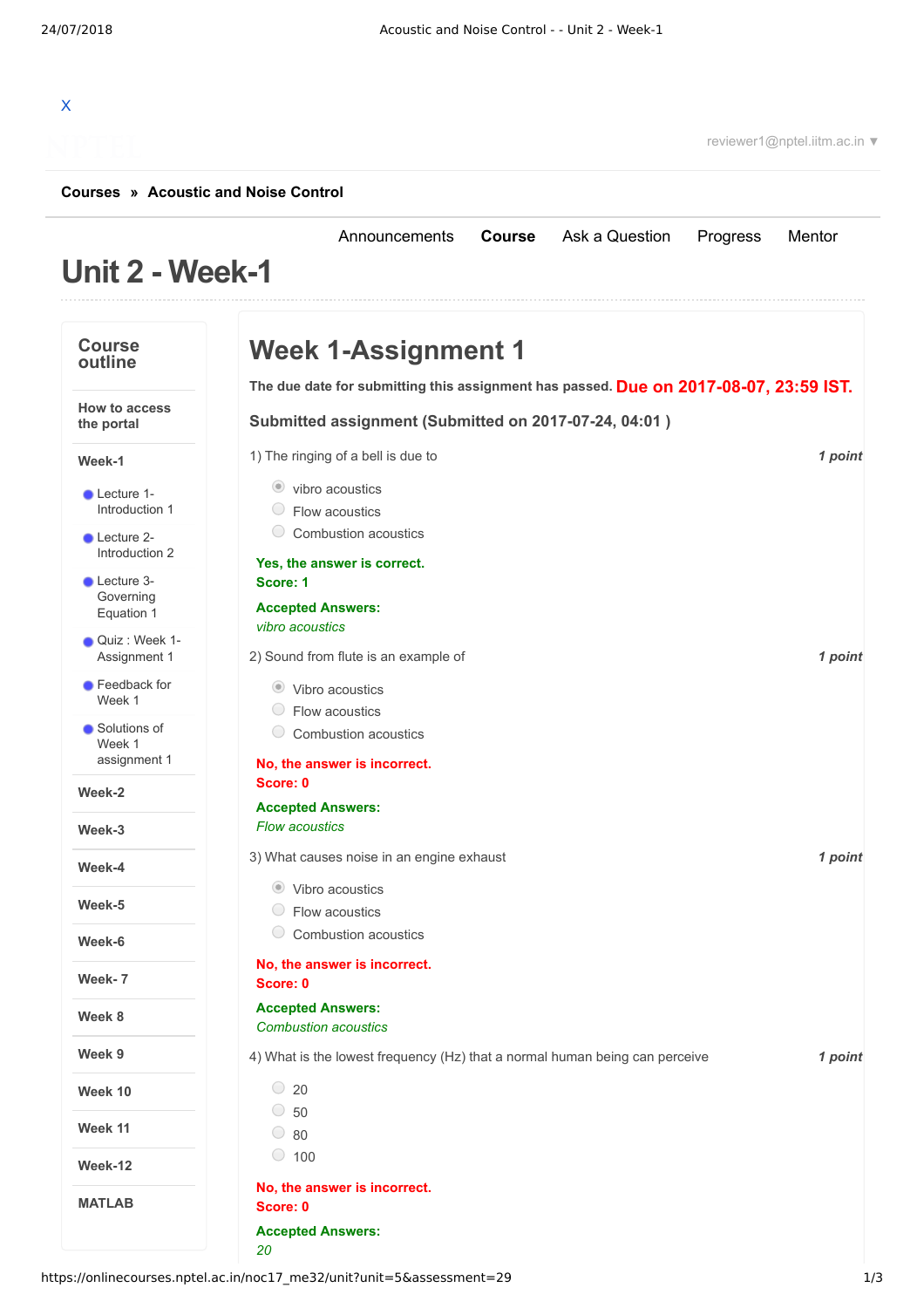X

reviewer1@nptel.iitm.ac.in ▼

**Courses » Acoustic and Noise Control**

Announcements **Course** Ask a Question Progress Mentor

# Unit 2 - Week-1

**Course outline**

- How to access the portal
- Week-1
  - Lecture 1- Introduction 1
  - Lecture 2- Introduction 2
  - Lecture 3- Governing Equation 1
  - Quiz : Week 1- Assignment 1
  - Feedback for Week 1
  - Solutions of Week 1 assignment 1
- Week-2
- Week-3
- Week-4
- Week-5
- Week-6
- Week- 7
- Week 8
- Week 9
- Week 10
- Week 11
- Week-12
- MATLAB

## Week 1-Assignment 1

**The due date for submitting this assignment has passed.** **Due on 2017-08-07, 23:59 IST.**

**Submitted assignment (Submitted on 2017-07-24, 04:01 )**

1) The ringing of a bell is due to *1 point*

- vibro acoustics
- Flow acoustics
- Combustion acoustics

**Yes, the answer is correct.**
**Score: 1**

**Accepted Answers:**
*vibro acoustics*

2) Sound from flute is an example of *1 point*

- Vibro acoustics
- Flow acoustics
- Combustion acoustics

**No, the answer is incorrect.**
**Score: 0**

**Accepted Answers:**
*Flow acoustics*

3) What causes noise in an engine exhaust *1 point*

- Vibro acoustics
- Flow acoustics
- Combustion acoustics

**No, the answer is incorrect.**
**Score: 0**

**Accepted Answers:**
*Combustion acoustics*

4) What is the lowest frequency (Hz) that a normal human being can perceive *1 point*

- 20
- 50
- 80
- 100

**No, the answer is incorrect.**
**Score: 0**

**Accepted Answers:**
*20*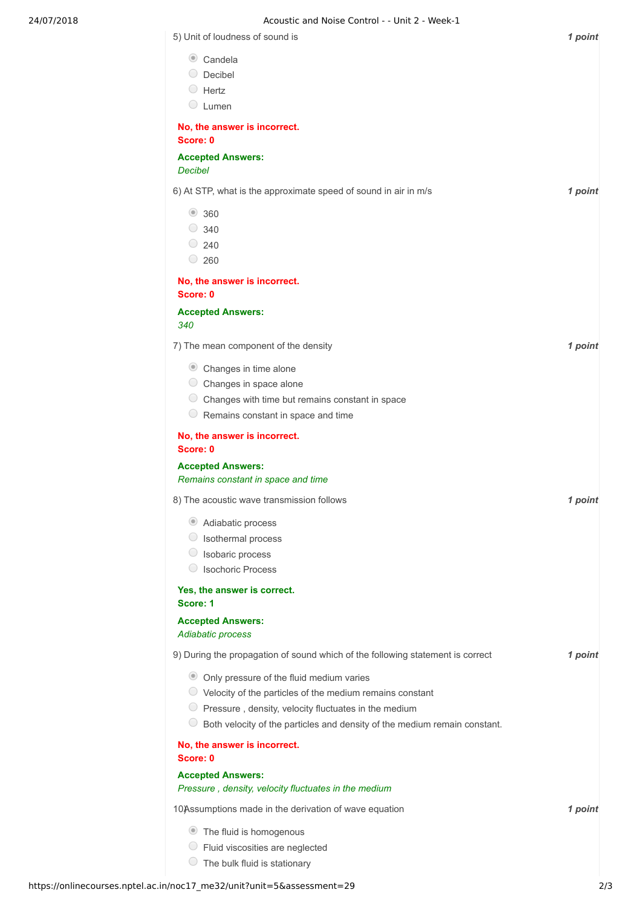5) Unit of loudness of sound is

*1 point*

- Candela
- Decibel
- Hertz
- Lumen

**No, the answer is incorrect.**
**Score: 0**

**Accepted Answers:**
*Decibel*

6) At STP, what is the approximate speed of sound in air in m/s

*1 point*

- 360
- 340
- 240
- 260

**No, the answer is incorrect.**
**Score: 0**

**Accepted Answers:**
*340*

7) The mean component of the density

*1 point*

- Changes in time alone
- Changes in space alone
- Changes with time but remains constant in space
- Remains constant in space and time

**No, the answer is incorrect.**
**Score: 0**

**Accepted Answers:**
*Remains constant in space and time*

8) The acoustic wave transmission follows

*1 point*

- Adiabatic process
- Isothermal process
- Isobaric process
- Isochoric Process

**Yes, the answer is correct.**
**Score: 1**

**Accepted Answers:**
*Adiabatic process*

9) During the propagation of sound which of the following statement is correct

*1 point*

- Only pressure of the fluid medium varies
- Velocity of the particles of the medium remains constant
- Pressure , density, velocity fluctuates in the medium
- Both velocity of the particles and density of the medium remain constant.

**No, the answer is incorrect.**
**Score: 0**

**Accepted Answers:**
*Pressure , density, velocity fluctuates in the medium*

10) Assumptions made in the derivation of wave equation

*1 point*

- The fluid is homogenous
- Fluid viscosities are neglected
- The bulk fluid is stationary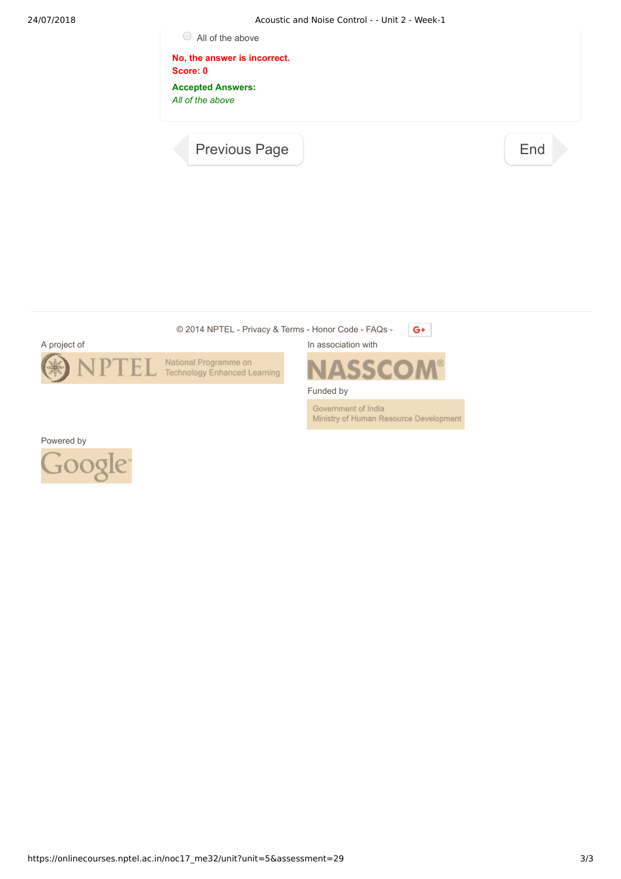All of the above

**No, the answer is incorrect.**
**Score: 0**

**Accepted Answers:**
*All of the above*

Previous Page

End

© 2014 NPTEL - Privacy & Terms - Honor Code - FAQs -

A project of

NPTEL National Programme on Technology Enhanced Learning

In association with

NASSCOM

Funded by

Government of India Ministry of Human Resource Development

Powered by

Google